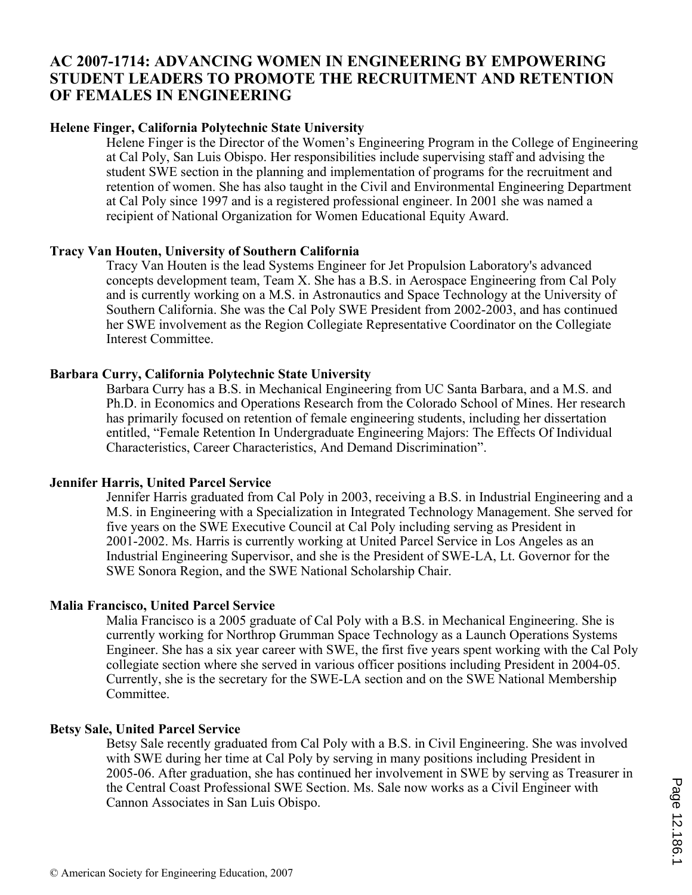# AC 2007-1714: ADVANCING WOMEN IN ENGINEERING BY EMPOWERING STUDENT LEADERS TO PROMOTE THE RECRUITMENT AND RETENTION OF FEMALES IN ENGINEERING

**Helene Finger, California Polytechnic State University**

Helene Finger is the Director of the Women's Engineering Program in the College of Engineering at Cal Poly, San Luis Obispo. Her responsibilities include supervising staff and advising the student SWE section in the planning and implementation of programs for the recruitment and retention of women. She has also taught in the Civil and Environmental Engineering Department at Cal Poly since 1997 and is a registered professional engineer. In 2001 she was named a recipient of National Organization for Women Educational Equity Award.

**Tracy Van Houten, University of Southern California**

Tracy Van Houten is the lead Systems Engineer for Jet Propulsion Laboratory's advanced concepts development team, Team X. She has a B.S. in Aerospace Engineering from Cal Poly and is currently working on a M.S. in Astronautics and Space Technology at the University of Southern California. She was the Cal Poly SWE President from 2002-2003, and has continued her SWE involvement as the Region Collegiate Representative Coordinator on the Collegiate Interest Committee.

**Barbara Curry, California Polytechnic State University**

Barbara Curry has a B.S. in Mechanical Engineering from UC Santa Barbara, and a M.S. and Ph.D. in Economics and Operations Research from the Colorado School of Mines. Her research has primarily focused on retention of female engineering students, including her dissertation entitled, "Female Retention In Undergraduate Engineering Majors: The Effects Of Individual Characteristics, Career Characteristics, And Demand Discrimination".

**Jennifer Harris, United Parcel Service**

Jennifer Harris graduated from Cal Poly in 2003, receiving a B.S. in Industrial Engineering and a M.S. in Engineering with a Specialization in Integrated Technology Management. She served for five years on the SWE Executive Council at Cal Poly including serving as President in 2001-2002. Ms. Harris is currently working at United Parcel Service in Los Angeles as an Industrial Engineering Supervisor, and she is the President of SWE-LA, Lt. Governor for the SWE Sonora Region, and the SWE National Scholarship Chair.

**Malia Francisco, United Parcel Service**

Malia Francisco is a 2005 graduate of Cal Poly with a B.S. in Mechanical Engineering. She is currently working for Northrop Grumman Space Technology as a Launch Operations Systems Engineer. She has a six year career with SWE, the first five years spent working with the Cal Poly collegiate section where she served in various officer positions including President in 2004-05. Currently, she is the secretary for the SWE-LA section and on the SWE National Membership Committee.

**Betsy Sale, United Parcel Service**

Betsy Sale recently graduated from Cal Poly with a B.S. in Civil Engineering. She was involved with SWE during her time at Cal Poly by serving in many positions including President in 2005-06. After graduation, she has continued her involvement in SWE by serving as Treasurer in the Central Coast Professional SWE Section. Ms. Sale now works as a Civil Engineer with Cannon Associates in San Luis Obispo.

© American Society for Engineering Education, 2007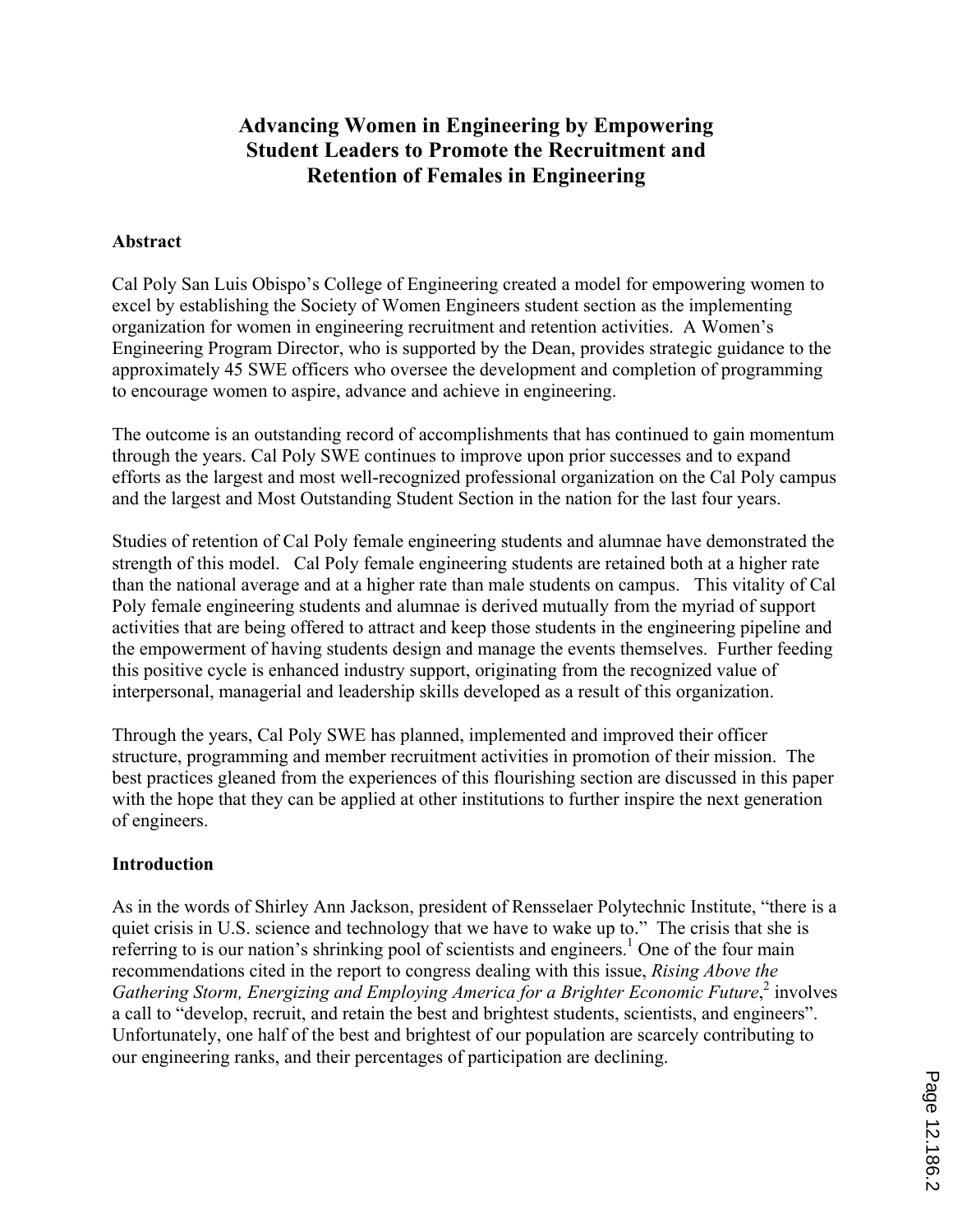# Advancing Women in Engineering by Empowering Student Leaders to Promote the Recruitment and Retention of Females in Engineering

## Abstract

Cal Poly San Luis Obispo's College of Engineering created a model for empowering women to excel by establishing the Society of Women Engineers student section as the implementing organization for women in engineering recruitment and retention activities. A Women's Engineering Program Director, who is supported by the Dean, provides strategic guidance to the approximately 45 SWE officers who oversee the development and completion of programming to encourage women to aspire, advance and achieve in engineering.

The outcome is an outstanding record of accomplishments that has continued to gain momentum through the years. Cal Poly SWE continues to improve upon prior successes and to expand efforts as the largest and most well-recognized professional organization on the Cal Poly campus and the largest and Most Outstanding Student Section in the nation for the last four years.

Studies of retention of Cal Poly female engineering students and alumnae have demonstrated the strength of this model. Cal Poly female engineering students are retained both at a higher rate than the national average and at a higher rate than male students on campus. This vitality of Cal Poly female engineering students and alumnae is derived mutually from the myriad of support activities that are being offered to attract and keep those students in the engineering pipeline and the empowerment of having students design and manage the events themselves. Further feeding this positive cycle is enhanced industry support, originating from the recognized value of interpersonal, managerial and leadership skills developed as a result of this organization.

Through the years, Cal Poly SWE has planned, implemented and improved their officer structure, programming and member recruitment activities in promotion of their mission. The best practices gleaned from the experiences of this flourishing section are discussed in this paper with the hope that they can be applied at other institutions to further inspire the next generation of engineers.

## Introduction

As in the words of Shirley Ann Jackson, president of Rensselaer Polytechnic Institute, "there is a quiet crisis in U.S. science and technology that we have to wake up to." The crisis that she is referring to is our nation's shrinking pool of scientists and engineers.[1] One of the four main recommendations cited in the report to congress dealing with this issue, *Rising Above the Gathering Storm, Energizing and Employing America for a Brighter Economic Future*,[2] involves a call to "develop, recruit, and retain the best and brightest students, scientists, and engineers". Unfortunately, one half of the best and brightest of our population are scarcely contributing to our engineering ranks, and their percentages of participation are declining.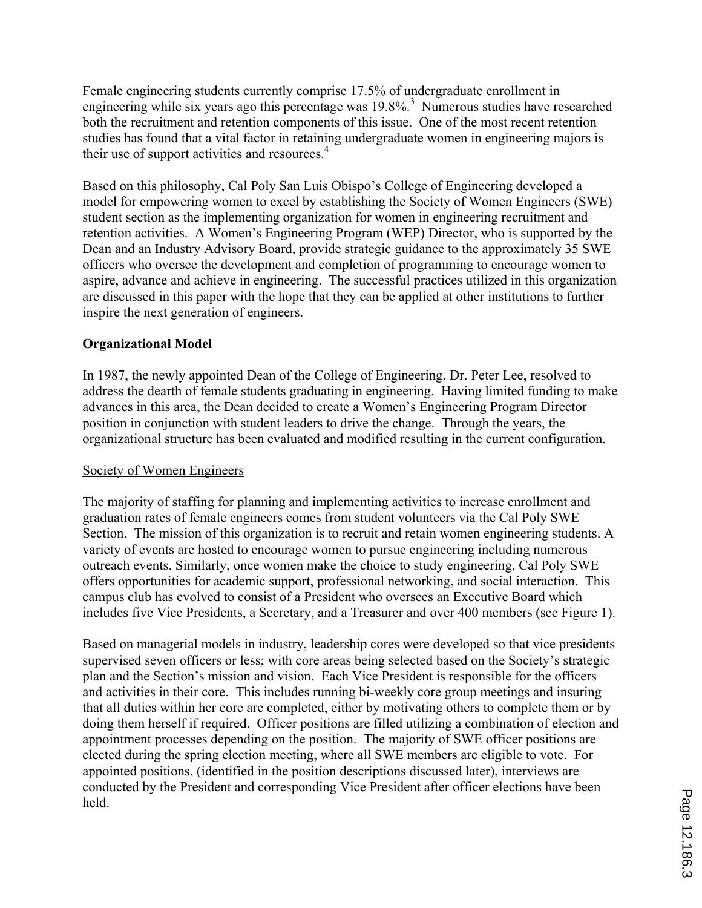Female engineering students currently comprise 17.5% of undergraduate enrollment in engineering while six years ago this percentage was 19.8%.[3] Numerous studies have researched both the recruitment and retention components of this issue. One of the most recent retention studies has found that a vital factor in retaining undergraduate women in engineering majors is their use of support activities and resources.[4]

Based on this philosophy, Cal Poly San Luis Obispo's College of Engineering developed a model for empowering women to excel by establishing the Society of Women Engineers (SWE) student section as the implementing organization for women in engineering recruitment and retention activities. A Women's Engineering Program (WEP) Director, who is supported by the Dean and an Industry Advisory Board, provide strategic guidance to the approximately 35 SWE officers who oversee the development and completion of programming to encourage women to aspire, advance and achieve in engineering. The successful practices utilized in this organization are discussed in this paper with the hope that they can be applied at other institutions to further inspire the next generation of engineers.

## Organizational Model

In 1987, the newly appointed Dean of the College of Engineering, Dr. Peter Lee, resolved to address the dearth of female students graduating in engineering. Having limited funding to make advances in this area, the Dean decided to create a Women's Engineering Program Director position in conjunction with student leaders to drive the change. Through the years, the organizational structure has been evaluated and modified resulting in the current configuration.

### Society of Women Engineers

The majority of staffing for planning and implementing activities to increase enrollment and graduation rates of female engineers comes from student volunteers via the Cal Poly SWE Section. The mission of this organization is to recruit and retain women engineering students. A variety of events are hosted to encourage women to pursue engineering including numerous outreach events. Similarly, once women make the choice to study engineering, Cal Poly SWE offers opportunities for academic support, professional networking, and social interaction. This campus club has evolved to consist of a President who oversees an Executive Board which includes five Vice Presidents, a Secretary, and a Treasurer and over 400 members (see Figure 1).

Based on managerial models in industry, leadership cores were developed so that vice presidents supervised seven officers or less; with core areas being selected based on the Society's strategic plan and the Section's mission and vision. Each Vice President is responsible for the officers and activities in their core. This includes running bi-weekly core group meetings and insuring that all duties within her core are completed, either by motivating others to complete them or by doing them herself if required. Officer positions are filled utilizing a combination of election and appointment processes depending on the position. The majority of SWE officer positions are elected during the spring election meeting, where all SWE members are eligible to vote. For appointed positions, (identified in the position descriptions discussed later), interviews are conducted by the President and corresponding Vice President after officer elections have been held.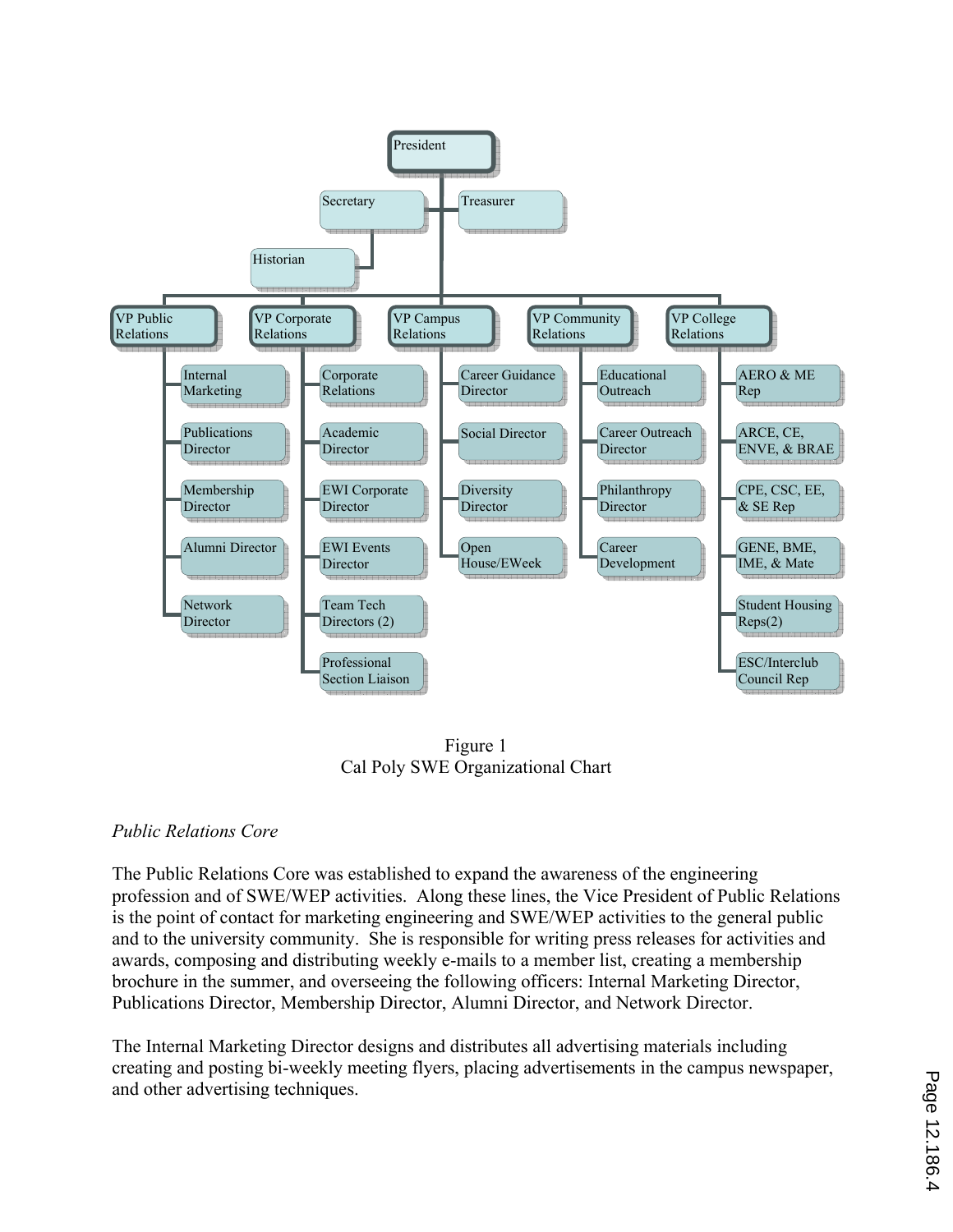- President
  - Secretary
    - Historian
  - Treasurer
  - VP Public Relations
    - Internal Marketing
    - Publications Director
    - Membership Director
    - Alumni Director
    - Network Director
  - VP Corporate Relations
    - Corporate Relations
    - Academic Director
    - EWI Corporate Director
    - EWI Events Director
    - Team Tech Directors (2)
    - Professional Section Liaison
  - VP Campus Relations
    - Career Guidance Director
    - Social Director
    - Diversity Director
    - Open House/EWeek
  - VP Community Relations
    - Educational Outreach
    - Career Outreach Director
    - Philanthropy Director
    - Career Development
  - VP College Relations
    - AERO & ME Rep
    - ARCE, CE, ENVE, & BRAE
    - CPE, CSC, EE, & SE Rep
    - GENE, BME, IME, & Mate
    - Student Housing Reps(2)
    - ESC/Interclub Council Rep

Figure 1
Cal Poly SWE Organizational Chart

*Public Relations Core*

The Public Relations Core was established to expand the awareness of the engineering profession and of SWE/WEP activities. Along these lines, the Vice President of Public Relations is the point of contact for marketing engineering and SWE/WEP activities to the general public and to the university community. She is responsible for writing press releases for activities and awards, composing and distributing weekly e-mails to a member list, creating a membership brochure in the summer, and overseeing the following officers: Internal Marketing Director, Publications Director, Membership Director, Alumni Director, and Network Director.

The Internal Marketing Director designs and distributes all advertising materials including creating and posting bi-weekly meeting flyers, placing advertisements in the campus newspaper, and other advertising techniques.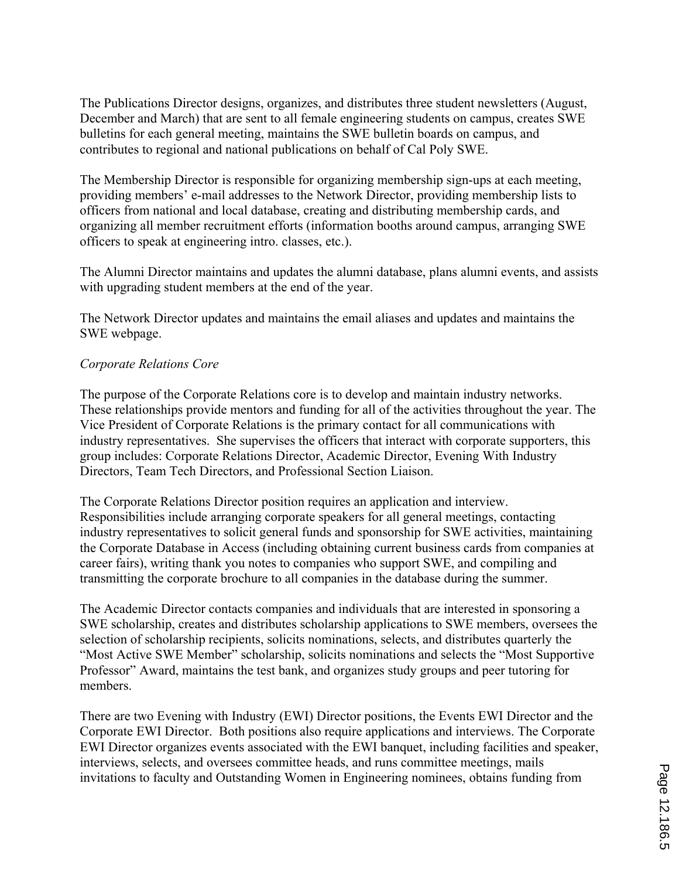The Publications Director designs, organizes, and distributes three student newsletters (August, December and March) that are sent to all female engineering students on campus, creates SWE bulletins for each general meeting, maintains the SWE bulletin boards on campus, and contributes to regional and national publications on behalf of Cal Poly SWE.

The Membership Director is responsible for organizing membership sign-ups at each meeting, providing members' e-mail addresses to the Network Director, providing membership lists to officers from national and local database, creating and distributing membership cards, and organizing all member recruitment efforts (information booths around campus, arranging SWE officers to speak at engineering intro. classes, etc.).

The Alumni Director maintains and updates the alumni database, plans alumni events, and assists with upgrading student members at the end of the year.

The Network Director updates and maintains the email aliases and updates and maintains the SWE webpage.

*Corporate Relations Core*

The purpose of the Corporate Relations core is to develop and maintain industry networks. These relationships provide mentors and funding for all of the activities throughout the year. The Vice President of Corporate Relations is the primary contact for all communications with industry representatives. She supervises the officers that interact with corporate supporters, this group includes: Corporate Relations Director, Academic Director, Evening With Industry Directors, Team Tech Directors, and Professional Section Liaison.

The Corporate Relations Director position requires an application and interview. Responsibilities include arranging corporate speakers for all general meetings, contacting industry representatives to solicit general funds and sponsorship for SWE activities, maintaining the Corporate Database in Access (including obtaining current business cards from companies at career fairs), writing thank you notes to companies who support SWE, and compiling and transmitting the corporate brochure to all companies in the database during the summer.

The Academic Director contacts companies and individuals that are interested in sponsoring a SWE scholarship, creates and distributes scholarship applications to SWE members, oversees the selection of scholarship recipients, solicits nominations, selects, and distributes quarterly the "Most Active SWE Member" scholarship, solicits nominations and selects the "Most Supportive Professor" Award, maintains the test bank, and organizes study groups and peer tutoring for members.

There are two Evening with Industry (EWI) Director positions, the Events EWI Director and the Corporate EWI Director. Both positions also require applications and interviews. The Corporate EWI Director organizes events associated with the EWI banquet, including facilities and speaker, interviews, selects, and oversees committee heads, and runs committee meetings, mails invitations to faculty and Outstanding Women in Engineering nominees, obtains funding from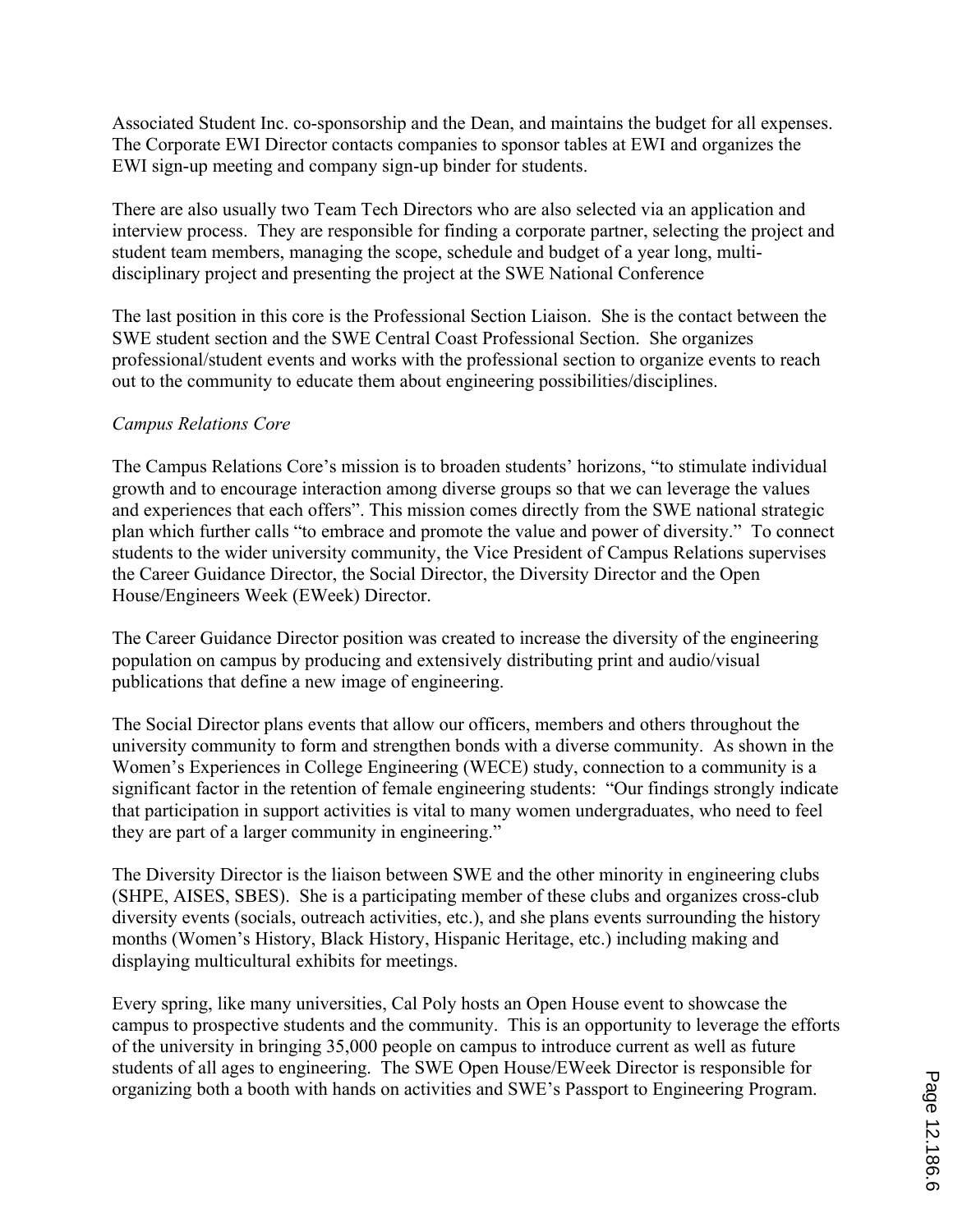Associated Student Inc. co-sponsorship and the Dean, and maintains the budget for all expenses. The Corporate EWI Director contacts companies to sponsor tables at EWI and organizes the EWI sign-up meeting and company sign-up binder for students.

There are also usually two Team Tech Directors who are also selected via an application and interview process. They are responsible for finding a corporate partner, selecting the project and student team members, managing the scope, schedule and budget of a year long, multi-disciplinary project and presenting the project at the SWE National Conference

The last position in this core is the Professional Section Liaison. She is the contact between the SWE student section and the SWE Central Coast Professional Section. She organizes professional/student events and works with the professional section to organize events to reach out to the community to educate them about engineering possibilities/disciplines.

*Campus Relations Core*

The Campus Relations Core's mission is to broaden students' horizons, "to stimulate individual growth and to encourage interaction among diverse groups so that we can leverage the values and experiences that each offers". This mission comes directly from the SWE national strategic plan which further calls "to embrace and promote the value and power of diversity." To connect students to the wider university community, the Vice President of Campus Relations supervises the Career Guidance Director, the Social Director, the Diversity Director and the Open House/Engineers Week (EWeek) Director.

The Career Guidance Director position was created to increase the diversity of the engineering population on campus by producing and extensively distributing print and audio/visual publications that define a new image of engineering.

The Social Director plans events that allow our officers, members and others throughout the university community to form and strengthen bonds with a diverse community. As shown in the Women's Experiences in College Engineering (WECE) study, connection to a community is a significant factor in the retention of female engineering students: "Our findings strongly indicate that participation in support activities is vital to many women undergraduates, who need to feel they are part of a larger community in engineering."

The Diversity Director is the liaison between SWE and the other minority in engineering clubs (SHPE, AISES, SBES). She is a participating member of these clubs and organizes cross-club diversity events (socials, outreach activities, etc.), and she plans events surrounding the history months (Women's History, Black History, Hispanic Heritage, etc.) including making and displaying multicultural exhibits for meetings.

Every spring, like many universities, Cal Poly hosts an Open House event to showcase the campus to prospective students and the community. This is an opportunity to leverage the efforts of the university in bringing 35,000 people on campus to introduce current as well as future students of all ages to engineering. The SWE Open House/EWeek Director is responsible for organizing both a booth with hands on activities and SWE's Passport to Engineering Program.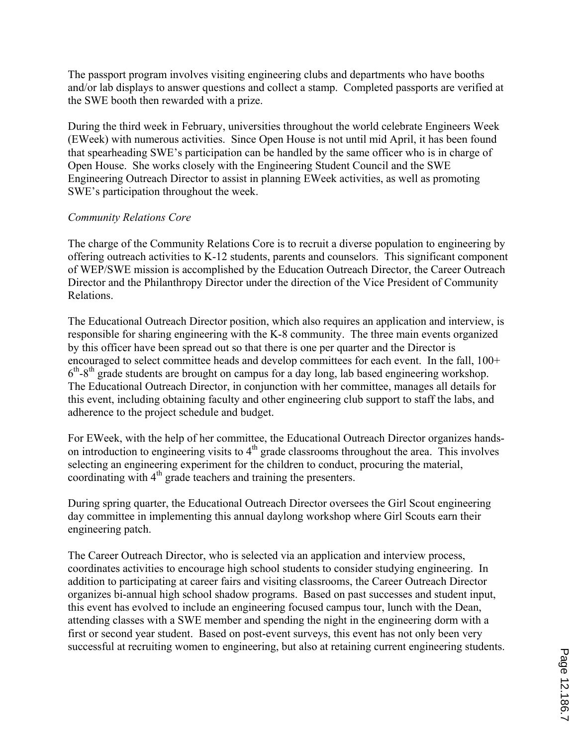The passport program involves visiting engineering clubs and departments who have booths and/or lab displays to answer questions and collect a stamp. Completed passports are verified at the SWE booth then rewarded with a prize.

During the third week in February, universities throughout the world celebrate Engineers Week (EWeek) with numerous activities. Since Open House is not until mid April, it has been found that spearheading SWE's participation can be handled by the same officer who is in charge of Open House. She works closely with the Engineering Student Council and the SWE Engineering Outreach Director to assist in planning EWeek activities, as well as promoting SWE's participation throughout the week.

*Community Relations Core*

The charge of the Community Relations Core is to recruit a diverse population to engineering by offering outreach activities to K-12 students, parents and counselors. This significant component of WEP/SWE mission is accomplished by the Education Outreach Director, the Career Outreach Director and the Philanthropy Director under the direction of the Vice President of Community Relations.

The Educational Outreach Director position, which also requires an application and interview, is responsible for sharing engineering with the K-8 community. The three main events organized by this officer have been spread out so that there is one per quarter and the Director is encouraged to select committee heads and develop committees for each event. In the fall, 100+ 6th-8th grade students are brought on campus for a day long, lab based engineering workshop. The Educational Outreach Director, in conjunction with her committee, manages all details for this event, including obtaining faculty and other engineering club support to staff the labs, and adherence to the project schedule and budget.

For EWeek, with the help of her committee, the Educational Outreach Director organizes hands-on introduction to engineering visits to 4th grade classrooms throughout the area. This involves selecting an engineering experiment for the children to conduct, procuring the material, coordinating with 4th grade teachers and training the presenters.

During spring quarter, the Educational Outreach Director oversees the Girl Scout engineering day committee in implementing this annual daylong workshop where Girl Scouts earn their engineering patch.

The Career Outreach Director, who is selected via an application and interview process, coordinates activities to encourage high school students to consider studying engineering. In addition to participating at career fairs and visiting classrooms, the Career Outreach Director organizes bi-annual high school shadow programs. Based on past successes and student input, this event has evolved to include an engineering focused campus tour, lunch with the Dean, attending classes with a SWE member and spending the night in the engineering dorm with a first or second year student. Based on post-event surveys, this event has not only been very successful at recruiting women to engineering, but also at retaining current engineering students.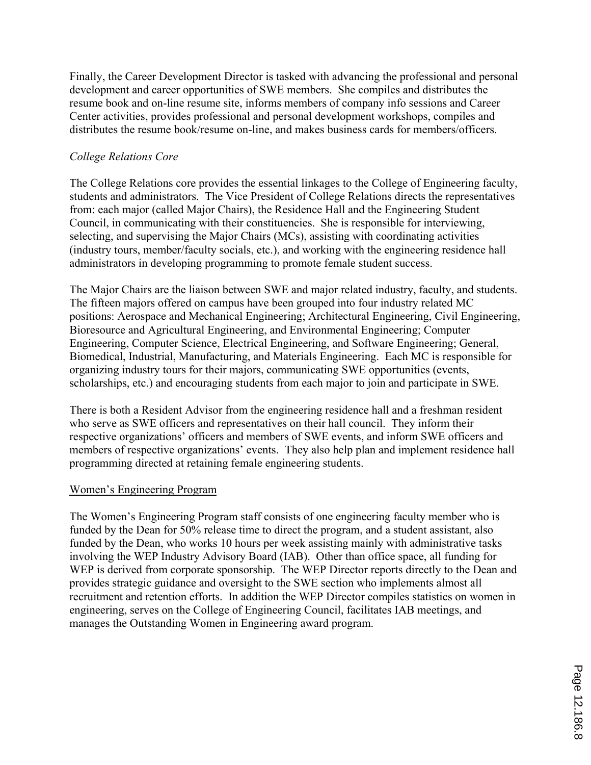Finally, the Career Development Director is tasked with advancing the professional and personal development and career opportunities of SWE members. She compiles and distributes the resume book and on-line resume site, informs members of company info sessions and Career Center activities, provides professional and personal development workshops, compiles and distributes the resume book/resume on-line, and makes business cards for members/officers.

*College Relations Core*

The College Relations core provides the essential linkages to the College of Engineering faculty, students and administrators. The Vice President of College Relations directs the representatives from: each major (called Major Chairs), the Residence Hall and the Engineering Student Council, in communicating with their constituencies. She is responsible for interviewing, selecting, and supervising the Major Chairs (MCs), assisting with coordinating activities (industry tours, member/faculty socials, etc.), and working with the engineering residence hall administrators in developing programming to promote female student success.

The Major Chairs are the liaison between SWE and major related industry, faculty, and students. The fifteen majors offered on campus have been grouped into four industry related MC positions: Aerospace and Mechanical Engineering; Architectural Engineering, Civil Engineering, Bioresource and Agricultural Engineering, and Environmental Engineering; Computer Engineering, Computer Science, Electrical Engineering, and Software Engineering; General, Biomedical, Industrial, Manufacturing, and Materials Engineering. Each MC is responsible for organizing industry tours for their majors, communicating SWE opportunities (events, scholarships, etc.) and encouraging students from each major to join and participate in SWE.

There is both a Resident Advisor from the engineering residence hall and a freshman resident who serve as SWE officers and representatives on their hall council. They inform their respective organizations' officers and members of SWE events, and inform SWE officers and members of respective organizations' events. They also help plan and implement residence hall programming directed at retaining female engineering students.

<u>Women's Engineering Program</u>

The Women's Engineering Program staff consists of one engineering faculty member who is funded by the Dean for 50% release time to direct the program, and a student assistant, also funded by the Dean, who works 10 hours per week assisting mainly with administrative tasks involving the WEP Industry Advisory Board (IAB). Other than office space, all funding for WEP is derived from corporate sponsorship. The WEP Director reports directly to the Dean and provides strategic guidance and oversight to the SWE section who implements almost all recruitment and retention efforts. In addition the WEP Director compiles statistics on women in engineering, serves on the College of Engineering Council, facilitates IAB meetings, and manages the Outstanding Women in Engineering award program.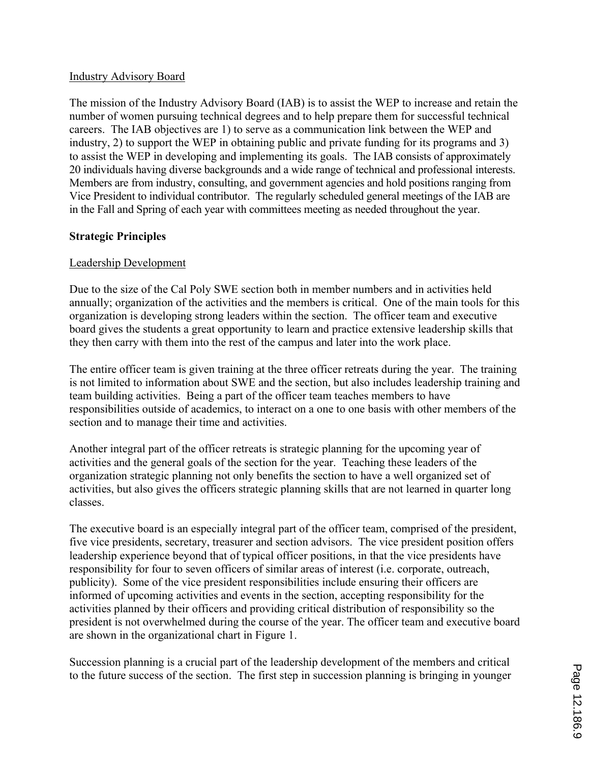## Industry Advisory Board

The mission of the Industry Advisory Board (IAB) is to assist the WEP to increase and retain the number of women pursuing technical degrees and to help prepare them for successful technical careers. The IAB objectives are 1) to serve as a communication link between the WEP and industry, 2) to support the WEP in obtaining public and private funding for its programs and 3) to assist the WEP in developing and implementing its goals. The IAB consists of approximately 20 individuals having diverse backgrounds and a wide range of technical and professional interests. Members are from industry, consulting, and government agencies and hold positions ranging from Vice President to individual contributor. The regularly scheduled general meetings of the IAB are in the Fall and Spring of each year with committees meeting as needed throughout the year.

# Strategic Principles

## Leadership Development

Due to the size of the Cal Poly SWE section both in member numbers and in activities held annually; organization of the activities and the members is critical. One of the main tools for this organization is developing strong leaders within the section. The officer team and executive board gives the students a great opportunity to learn and practice extensive leadership skills that they then carry with them into the rest of the campus and later into the work place.

The entire officer team is given training at the three officer retreats during the year. The training is not limited to information about SWE and the section, but also includes leadership training and team building activities. Being a part of the officer team teaches members to have responsibilities outside of academics, to interact on a one to one basis with other members of the section and to manage their time and activities.

Another integral part of the officer retreats is strategic planning for the upcoming year of activities and the general goals of the section for the year. Teaching these leaders of the organization strategic planning not only benefits the section to have a well organized set of activities, but also gives the officers strategic planning skills that are not learned in quarter long classes.

The executive board is an especially integral part of the officer team, comprised of the president, five vice presidents, secretary, treasurer and section advisors. The vice president position offers leadership experience beyond that of typical officer positions, in that the vice presidents have responsibility for four to seven officers of similar areas of interest (i.e. corporate, outreach, publicity). Some of the vice president responsibilities include ensuring their officers are informed of upcoming activities and events in the section, accepting responsibility for the activities planned by their officers and providing critical distribution of responsibility so the president is not overwhelmed during the course of the year. The officer team and executive board are shown in the organizational chart in Figure 1.

Succession planning is a crucial part of the leadership development of the members and critical to the future success of the section. The first step in succession planning is bringing in younger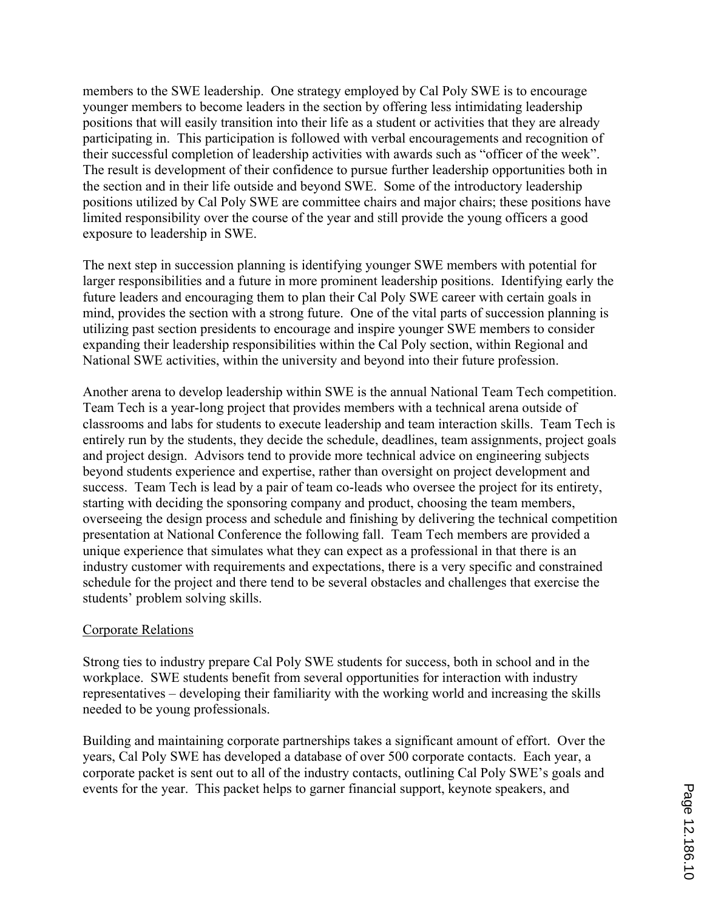members to the SWE leadership. One strategy employed by Cal Poly SWE is to encourage younger members to become leaders in the section by offering less intimidating leadership positions that will easily transition into their life as a student or activities that they are already participating in. This participation is followed with verbal encouragements and recognition of their successful completion of leadership activities with awards such as "officer of the week". The result is development of their confidence to pursue further leadership opportunities both in the section and in their life outside and beyond SWE. Some of the introductory leadership positions utilized by Cal Poly SWE are committee chairs and major chairs; these positions have limited responsibility over the course of the year and still provide the young officers a good exposure to leadership in SWE.

The next step in succession planning is identifying younger SWE members with potential for larger responsibilities and a future in more prominent leadership positions. Identifying early the future leaders and encouraging them to plan their Cal Poly SWE career with certain goals in mind, provides the section with a strong future. One of the vital parts of succession planning is utilizing past section presidents to encourage and inspire younger SWE members to consider expanding their leadership responsibilities within the Cal Poly section, within Regional and National SWE activities, within the university and beyond into their future profession.

Another arena to develop leadership within SWE is the annual National Team Tech competition. Team Tech is a year-long project that provides members with a technical arena outside of classrooms and labs for students to execute leadership and team interaction skills. Team Tech is entirely run by the students, they decide the schedule, deadlines, team assignments, project goals and project design. Advisors tend to provide more technical advice on engineering subjects beyond students experience and expertise, rather than oversight on project development and success. Team Tech is lead by a pair of team co-leads who oversee the project for its entirety, starting with deciding the sponsoring company and product, choosing the team members, overseeing the design process and schedule and finishing by delivering the technical competition presentation at National Conference the following fall. Team Tech members are provided a unique experience that simulates what they can expect as a professional in that there is an industry customer with requirements and expectations, there is a very specific and constrained schedule for the project and there tend to be several obstacles and challenges that exercise the students' problem solving skills.

Corporate Relations

Strong ties to industry prepare Cal Poly SWE students for success, both in school and in the workplace. SWE students benefit from several opportunities for interaction with industry representatives – developing their familiarity with the working world and increasing the skills needed to be young professionals.

Building and maintaining corporate partnerships takes a significant amount of effort. Over the years, Cal Poly SWE has developed a database of over 500 corporate contacts. Each year, a corporate packet is sent out to all of the industry contacts, outlining Cal Poly SWE's goals and events for the year. This packet helps to garner financial support, keynote speakers, and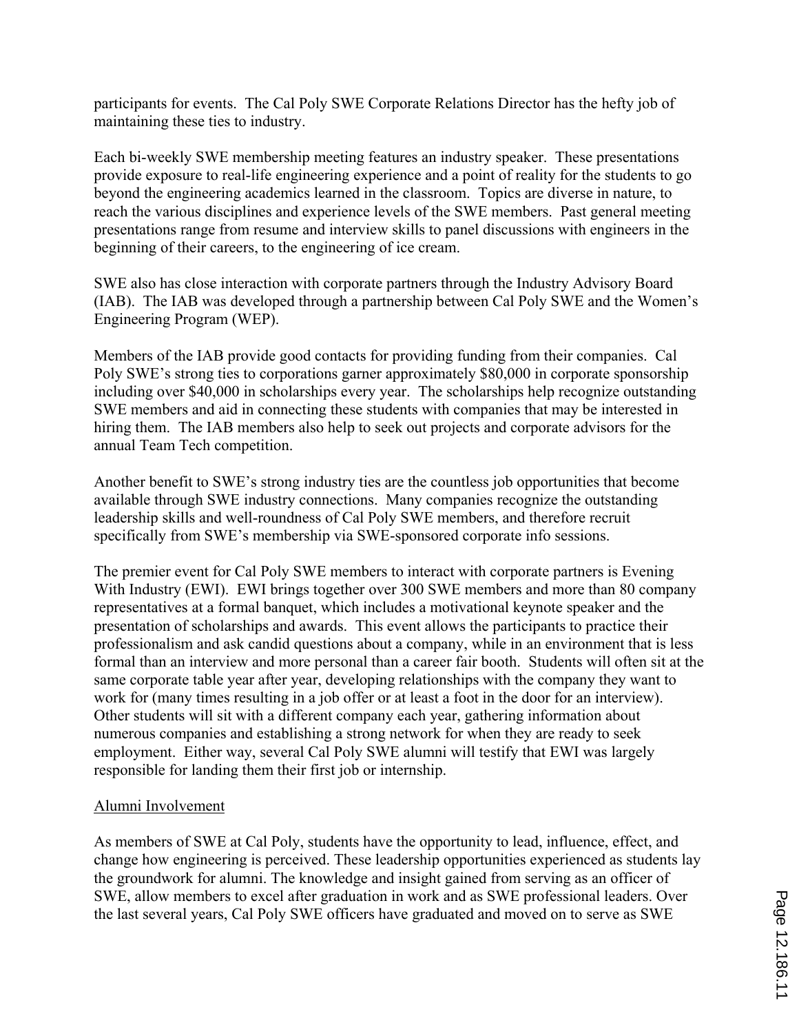participants for events. The Cal Poly SWE Corporate Relations Director has the hefty job of maintaining these ties to industry.

Each bi-weekly SWE membership meeting features an industry speaker. These presentations provide exposure to real-life engineering experience and a point of reality for the students to go beyond the engineering academics learned in the classroom. Topics are diverse in nature, to reach the various disciplines and experience levels of the SWE members. Past general meeting presentations range from resume and interview skills to panel discussions with engineers in the beginning of their careers, to the engineering of ice cream.

SWE also has close interaction with corporate partners through the Industry Advisory Board (IAB). The IAB was developed through a partnership between Cal Poly SWE and the Women's Engineering Program (WEP).

Members of the IAB provide good contacts for providing funding from their companies. Cal Poly SWE's strong ties to corporations garner approximately $80,000 in corporate sponsorship including over $40,000 in scholarships every year. The scholarships help recognize outstanding SWE members and aid in connecting these students with companies that may be interested in hiring them. The IAB members also help to seek out projects and corporate advisors for the annual Team Tech competition.

Another benefit to SWE's strong industry ties are the countless job opportunities that become available through SWE industry connections. Many companies recognize the outstanding leadership skills and well-roundness of Cal Poly SWE members, and therefore recruit specifically from SWE's membership via SWE-sponsored corporate info sessions.

The premier event for Cal Poly SWE members to interact with corporate partners is Evening With Industry (EWI). EWI brings together over 300 SWE members and more than 80 company representatives at a formal banquet, which includes a motivational keynote speaker and the presentation of scholarships and awards. This event allows the participants to practice their professionalism and ask candid questions about a company, while in an environment that is less formal than an interview and more personal than a career fair booth. Students will often sit at the same corporate table year after year, developing relationships with the company they want to work for (many times resulting in a job offer or at least a foot in the door for an interview). Other students will sit with a different company each year, gathering information about numerous companies and establishing a strong network for when they are ready to seek employment. Either way, several Cal Poly SWE alumni will testify that EWI was largely responsible for landing them their first job or internship.

<u>Alumni Involvement</u>

As members of SWE at Cal Poly, students have the opportunity to lead, influence, effect, and change how engineering is perceived. These leadership opportunities experienced as students lay the groundwork for alumni. The knowledge and insight gained from serving as an officer of SWE, allow members to excel after graduation in work and as SWE professional leaders. Over the last several years, Cal Poly SWE officers have graduated and moved on to serve as SWE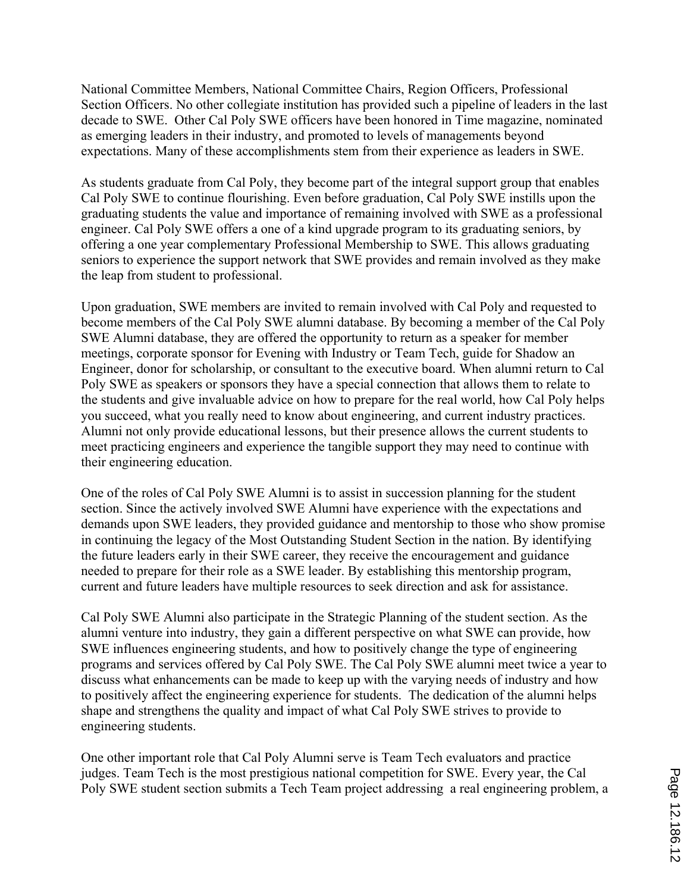National Committee Members, National Committee Chairs, Region Officers, Professional Section Officers. No other collegiate institution has provided such a pipeline of leaders in the last decade to SWE. Other Cal Poly SWE officers have been honored in Time magazine, nominated as emerging leaders in their industry, and promoted to levels of managements beyond expectations. Many of these accomplishments stem from their experience as leaders in SWE.

As students graduate from Cal Poly, they become part of the integral support group that enables Cal Poly SWE to continue flourishing. Even before graduation, Cal Poly SWE instills upon the graduating students the value and importance of remaining involved with SWE as a professional engineer. Cal Poly SWE offers a one of a kind upgrade program to its graduating seniors, by offering a one year complementary Professional Membership to SWE. This allows graduating seniors to experience the support network that SWE provides and remain involved as they make the leap from student to professional.

Upon graduation, SWE members are invited to remain involved with Cal Poly and requested to become members of the Cal Poly SWE alumni database. By becoming a member of the Cal Poly SWE Alumni database, they are offered the opportunity to return as a speaker for member meetings, corporate sponsor for Evening with Industry or Team Tech, guide for Shadow an Engineer, donor for scholarship, or consultant to the executive board. When alumni return to Cal Poly SWE as speakers or sponsors they have a special connection that allows them to relate to the students and give invaluable advice on how to prepare for the real world, how Cal Poly helps you succeed, what you really need to know about engineering, and current industry practices. Alumni not only provide educational lessons, but their presence allows the current students to meet practicing engineers and experience the tangible support they may need to continue with their engineering education.

One of the roles of Cal Poly SWE Alumni is to assist in succession planning for the student section. Since the actively involved SWE Alumni have experience with the expectations and demands upon SWE leaders, they provided guidance and mentorship to those who show promise in continuing the legacy of the Most Outstanding Student Section in the nation. By identifying the future leaders early in their SWE career, they receive the encouragement and guidance needed to prepare for their role as a SWE leader. By establishing this mentorship program, current and future leaders have multiple resources to seek direction and ask for assistance.

Cal Poly SWE Alumni also participate in the Strategic Planning of the student section. As the alumni venture into industry, they gain a different perspective on what SWE can provide, how SWE influences engineering students, and how to positively change the type of engineering programs and services offered by Cal Poly SWE. The Cal Poly SWE alumni meet twice a year to discuss what enhancements can be made to keep up with the varying needs of industry and how to positively affect the engineering experience for students. The dedication of the alumni helps shape and strengthens the quality and impact of what Cal Poly SWE strives to provide to engineering students.

One other important role that Cal Poly Alumni serve is Team Tech evaluators and practice judges. Team Tech is the most prestigious national competition for SWE. Every year, the Cal Poly SWE student section submits a Tech Team project addressing a real engineering problem, a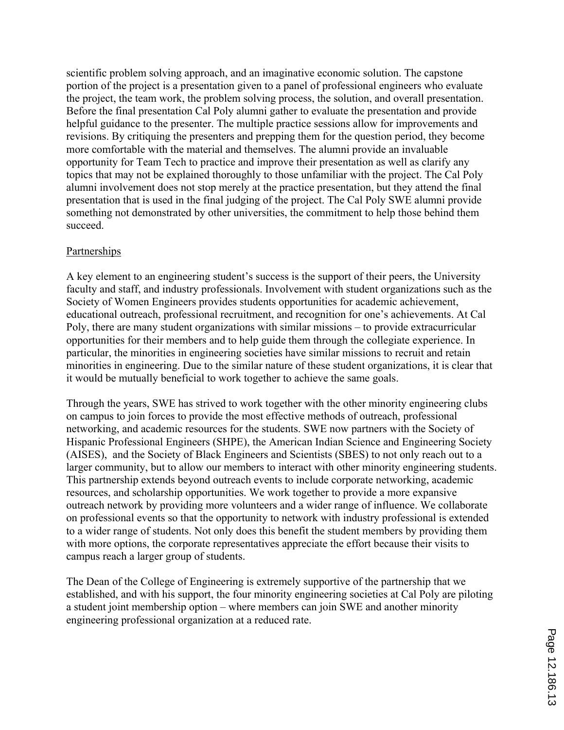scientific problem solving approach, and an imaginative economic solution. The capstone portion of the project is a presentation given to a panel of professional engineers who evaluate the project, the team work, the problem solving process, the solution, and overall presentation. Before the final presentation Cal Poly alumni gather to evaluate the presentation and provide helpful guidance to the presenter. The multiple practice sessions allow for improvements and revisions. By critiquing the presenters and prepping them for the question period, they become more comfortable with the material and themselves. The alumni provide an invaluable opportunity for Team Tech to practice and improve their presentation as well as clarify any topics that may not be explained thoroughly to those unfamiliar with the project. The Cal Poly alumni involvement does not stop merely at the practice presentation, but they attend the final presentation that is used in the final judging of the project. The Cal Poly SWE alumni provide something not demonstrated by other universities, the commitment to help those behind them succeed.

## Partnerships

A key element to an engineering student's success is the support of their peers, the University faculty and staff, and industry professionals. Involvement with student organizations such as the Society of Women Engineers provides students opportunities for academic achievement, educational outreach, professional recruitment, and recognition for one's achievements. At Cal Poly, there are many student organizations with similar missions – to provide extracurricular opportunities for their members and to help guide them through the collegiate experience. In particular, the minorities in engineering societies have similar missions to recruit and retain minorities in engineering. Due to the similar nature of these student organizations, it is clear that it would be mutually beneficial to work together to achieve the same goals.

Through the years, SWE has strived to work together with the other minority engineering clubs on campus to join forces to provide the most effective methods of outreach, professional networking, and academic resources for the students. SWE now partners with the Society of Hispanic Professional Engineers (SHPE), the American Indian Science and Engineering Society (AISES), and the Society of Black Engineers and Scientists (SBES) to not only reach out to a larger community, but to allow our members to interact with other minority engineering students. This partnership extends beyond outreach events to include corporate networking, academic resources, and scholarship opportunities. We work together to provide a more expansive outreach network by providing more volunteers and a wider range of influence. We collaborate on professional events so that the opportunity to network with industry professional is extended to a wider range of students. Not only does this benefit the student members by providing them with more options, the corporate representatives appreciate the effort because their visits to campus reach a larger group of students.

The Dean of the College of Engineering is extremely supportive of the partnership that we established, and with his support, the four minority engineering societies at Cal Poly are piloting a student joint membership option – where members can join SWE and another minority engineering professional organization at a reduced rate.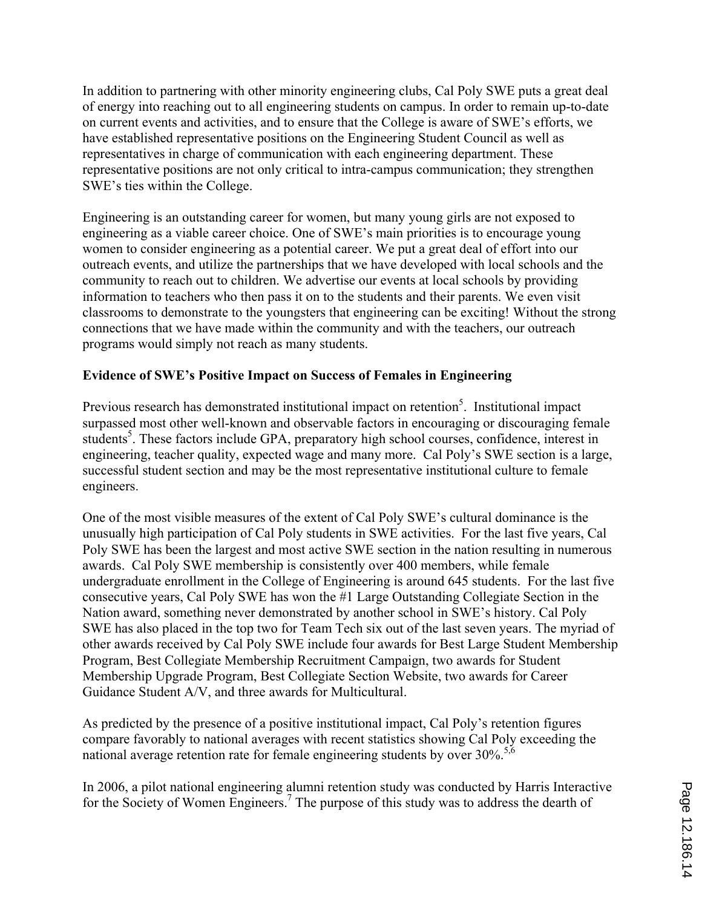In addition to partnering with other minority engineering clubs, Cal Poly SWE puts a great deal of energy into reaching out to all engineering students on campus. In order to remain up-to-date on current events and activities, and to ensure that the College is aware of SWE's efforts, we have established representative positions on the Engineering Student Council as well as representatives in charge of communication with each engineering department. These representative positions are not only critical to intra-campus communication; they strengthen SWE's ties within the College.

Engineering is an outstanding career for women, but many young girls are not exposed to engineering as a viable career choice. One of SWE's main priorities is to encourage young women to consider engineering as a potential career. We put a great deal of effort into our outreach events, and utilize the partnerships that we have developed with local schools and the community to reach out to children. We advertise our events at local schools by providing information to teachers who then pass it on to the students and their parents. We even visit classrooms to demonstrate to the youngsters that engineering can be exciting! Without the strong connections that we have made within the community and with the teachers, our outreach programs would simply not reach as many students.

**Evidence of SWE's Positive Impact on Success of Females in Engineering**

Previous research has demonstrated institutional impact on retention[5]. Institutional impact surpassed most other well-known and observable factors in encouraging or discouraging female students[5]. These factors include GPA, preparatory high school courses, confidence, interest in engineering, teacher quality, expected wage and many more. Cal Poly's SWE section is a large, successful student section and may be the most representative institutional culture to female engineers.

One of the most visible measures of the extent of Cal Poly SWE's cultural dominance is the unusually high participation of Cal Poly students in SWE activities. For the last five years, Cal Poly SWE has been the largest and most active SWE section in the nation resulting in numerous awards. Cal Poly SWE membership is consistently over 400 members, while female undergraduate enrollment in the College of Engineering is around 645 students. For the last five consecutive years, Cal Poly SWE has won the #1 Large Outstanding Collegiate Section in the Nation award, something never demonstrated by another school in SWE's history. Cal Poly SWE has also placed in the top two for Team Tech six out of the last seven years. The myriad of other awards received by Cal Poly SWE include four awards for Best Large Student Membership Program, Best Collegiate Membership Recruitment Campaign, two awards for Student Membership Upgrade Program, Best Collegiate Section Website, two awards for Career Guidance Student A/V, and three awards for Multicultural.

As predicted by the presence of a positive institutional impact, Cal Poly's retention figures compare favorably to national averages with recent statistics showing Cal Poly exceeding the national average retention rate for female engineering students by over 30%.[5,6]

In 2006, a pilot national engineering alumni retention study was conducted by Harris Interactive for the Society of Women Engineers.[7] The purpose of this study was to address the dearth of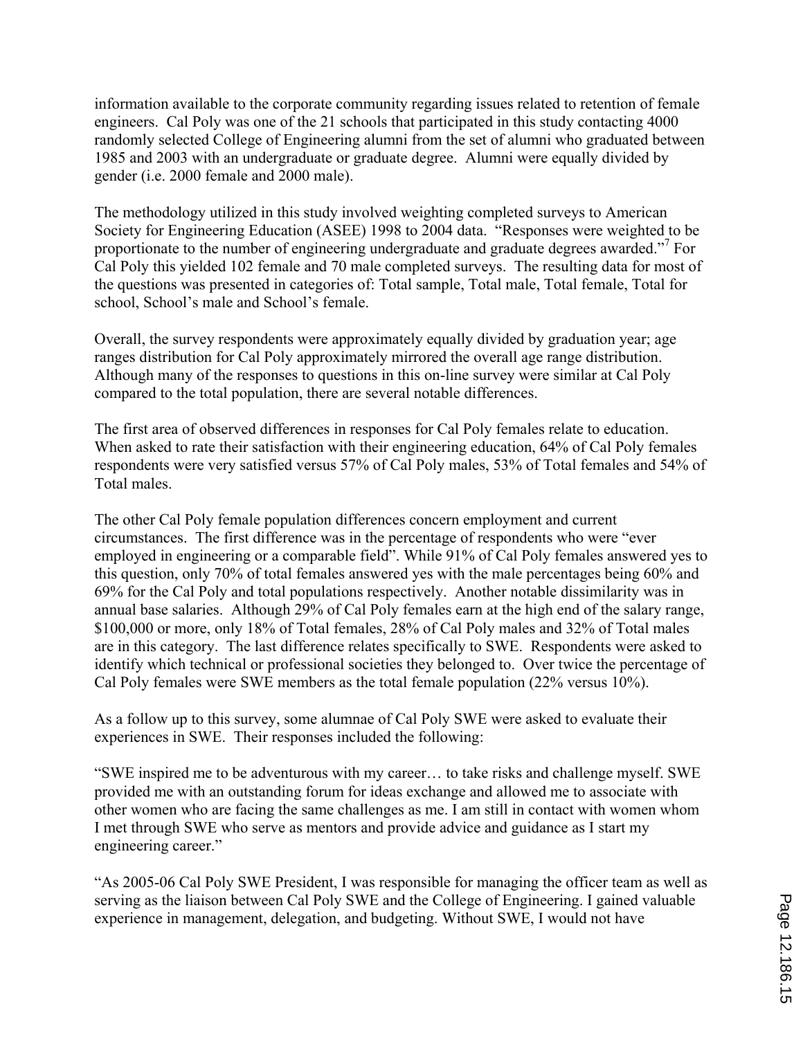information available to the corporate community regarding issues related to retention of female engineers. Cal Poly was one of the 21 schools that participated in this study contacting 4000 randomly selected College of Engineering alumni from the set of alumni who graduated between 1985 and 2003 with an undergraduate or graduate degree. Alumni were equally divided by gender (i.e. 2000 female and 2000 male).

The methodology utilized in this study involved weighting completed surveys to American Society for Engineering Education (ASEE) 1998 to 2004 data. "Responses were weighted to be proportionate to the number of engineering undergraduate and graduate degrees awarded."[7] For Cal Poly this yielded 102 female and 70 male completed surveys. The resulting data for most of the questions was presented in categories of: Total sample, Total male, Total female, Total for school, School's male and School's female.

Overall, the survey respondents were approximately equally divided by graduation year; age ranges distribution for Cal Poly approximately mirrored the overall age range distribution. Although many of the responses to questions in this on-line survey were similar at Cal Poly compared to the total population, there are several notable differences.

The first area of observed differences in responses for Cal Poly females relate to education. When asked to rate their satisfaction with their engineering education, 64% of Cal Poly females respondents were very satisfied versus 57% of Cal Poly males, 53% of Total females and 54% of Total males.

The other Cal Poly female population differences concern employment and current circumstances. The first difference was in the percentage of respondents who were "ever employed in engineering or a comparable field". While 91% of Cal Poly females answered yes to this question, only 70% of total females answered yes with the male percentages being 60% and 69% for the Cal Poly and total populations respectively. Another notable dissimilarity was in annual base salaries. Although 29% of Cal Poly females earn at the high end of the salary range, $100,000 or more, only 18% of Total females, 28% of Cal Poly males and 32% of Total males are in this category. The last difference relates specifically to SWE. Respondents were asked to identify which technical or professional societies they belonged to. Over twice the percentage of Cal Poly females were SWE members as the total female population (22% versus 10%).

As a follow up to this survey, some alumnae of Cal Poly SWE were asked to evaluate their experiences in SWE. Their responses included the following:

"SWE inspired me to be adventurous with my career… to take risks and challenge myself. SWE provided me with an outstanding forum for ideas exchange and allowed me to associate with other women who are facing the same challenges as me. I am still in contact with women whom I met through SWE who serve as mentors and provide advice and guidance as I start my engineering career."

"As 2005-06 Cal Poly SWE President, I was responsible for managing the officer team as well as serving as the liaison between Cal Poly SWE and the College of Engineering. I gained valuable experience in management, delegation, and budgeting. Without SWE, I would not have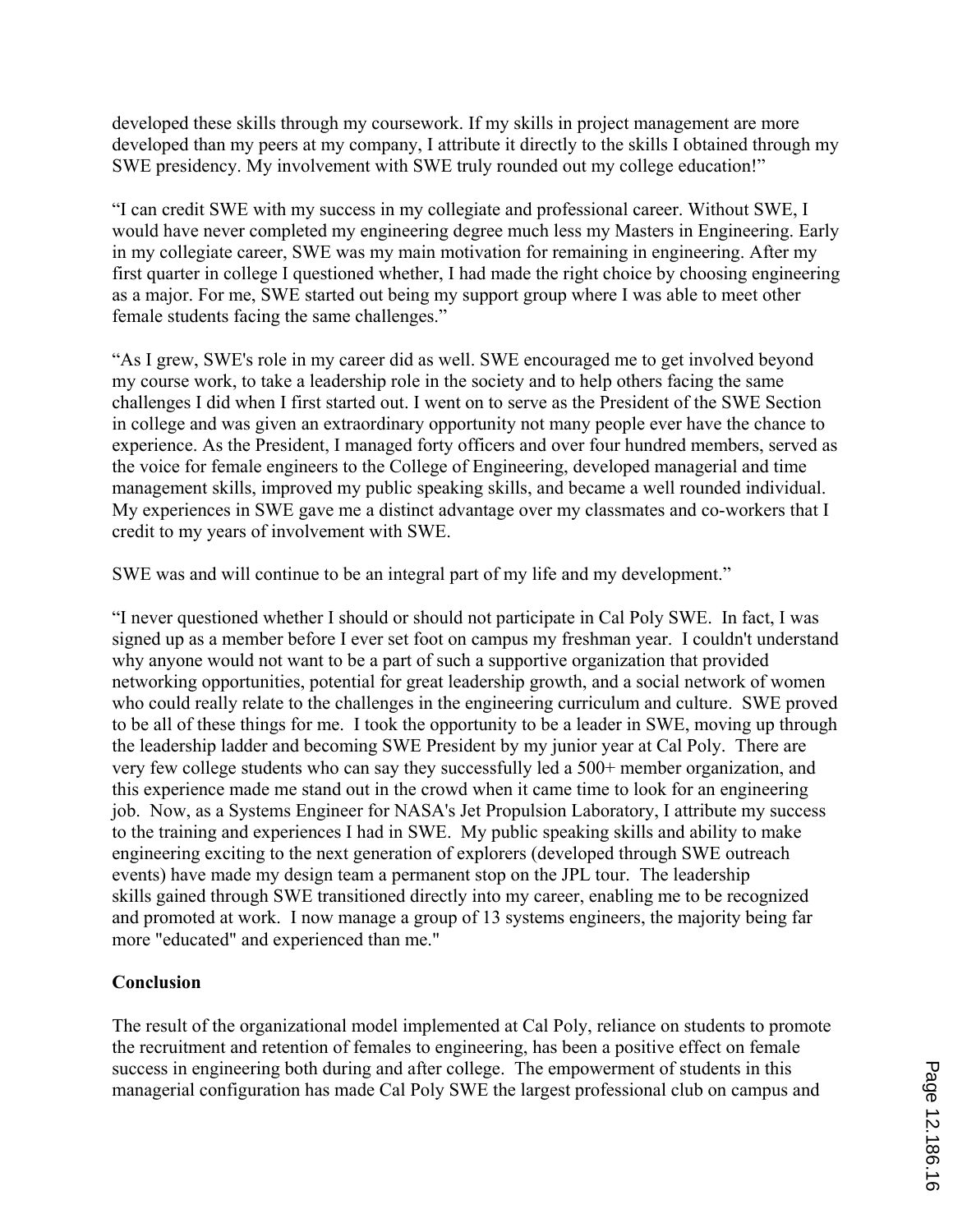developed these skills through my coursework. If my skills in project management are more developed than my peers at my company, I attribute it directly to the skills I obtained through my SWE presidency. My involvement with SWE truly rounded out my college education!"

"I can credit SWE with my success in my collegiate and professional career. Without SWE, I would have never completed my engineering degree much less my Masters in Engineering. Early in my collegiate career, SWE was my main motivation for remaining in engineering. After my first quarter in college I questioned whether, I had made the right choice by choosing engineering as a major. For me, SWE started out being my support group where I was able to meet other female students facing the same challenges."

"As I grew, SWE's role in my career did as well. SWE encouraged me to get involved beyond my course work, to take a leadership role in the society and to help others facing the same challenges I did when I first started out. I went on to serve as the President of the SWE Section in college and was given an extraordinary opportunity not many people ever have the chance to experience. As the President, I managed forty officers and over four hundred members, served as the voice for female engineers to the College of Engineering, developed managerial and time management skills, improved my public speaking skills, and became a well rounded individual. My experiences in SWE gave me a distinct advantage over my classmates and co-workers that I credit to my years of involvement with SWE.

SWE was and will continue to be an integral part of my life and my development."

"I never questioned whether I should or should not participate in Cal Poly SWE. In fact, I was signed up as a member before I ever set foot on campus my freshman year. I couldn't understand why anyone would not want to be a part of such a supportive organization that provided networking opportunities, potential for great leadership growth, and a social network of women who could really relate to the challenges in the engineering curriculum and culture. SWE proved to be all of these things for me. I took the opportunity to be a leader in SWE, moving up through the leadership ladder and becoming SWE President by my junior year at Cal Poly. There are very few college students who can say they successfully led a 500+ member organization, and this experience made me stand out in the crowd when it came time to look for an engineering job. Now, as a Systems Engineer for NASA's Jet Propulsion Laboratory, I attribute my success to the training and experiences I had in SWE. My public speaking skills and ability to make engineering exciting to the next generation of explorers (developed through SWE outreach events) have made my design team a permanent stop on the JPL tour. The leadership skills gained through SWE transitioned directly into my career, enabling me to be recognized and promoted at work. I now manage a group of 13 systems engineers, the majority being far more "educated" and experienced than me."

**Conclusion**

The result of the organizational model implemented at Cal Poly, reliance on students to promote the recruitment and retention of females to engineering, has been a positive effect on female success in engineering both during and after college. The empowerment of students in this managerial configuration has made Cal Poly SWE the largest professional club on campus and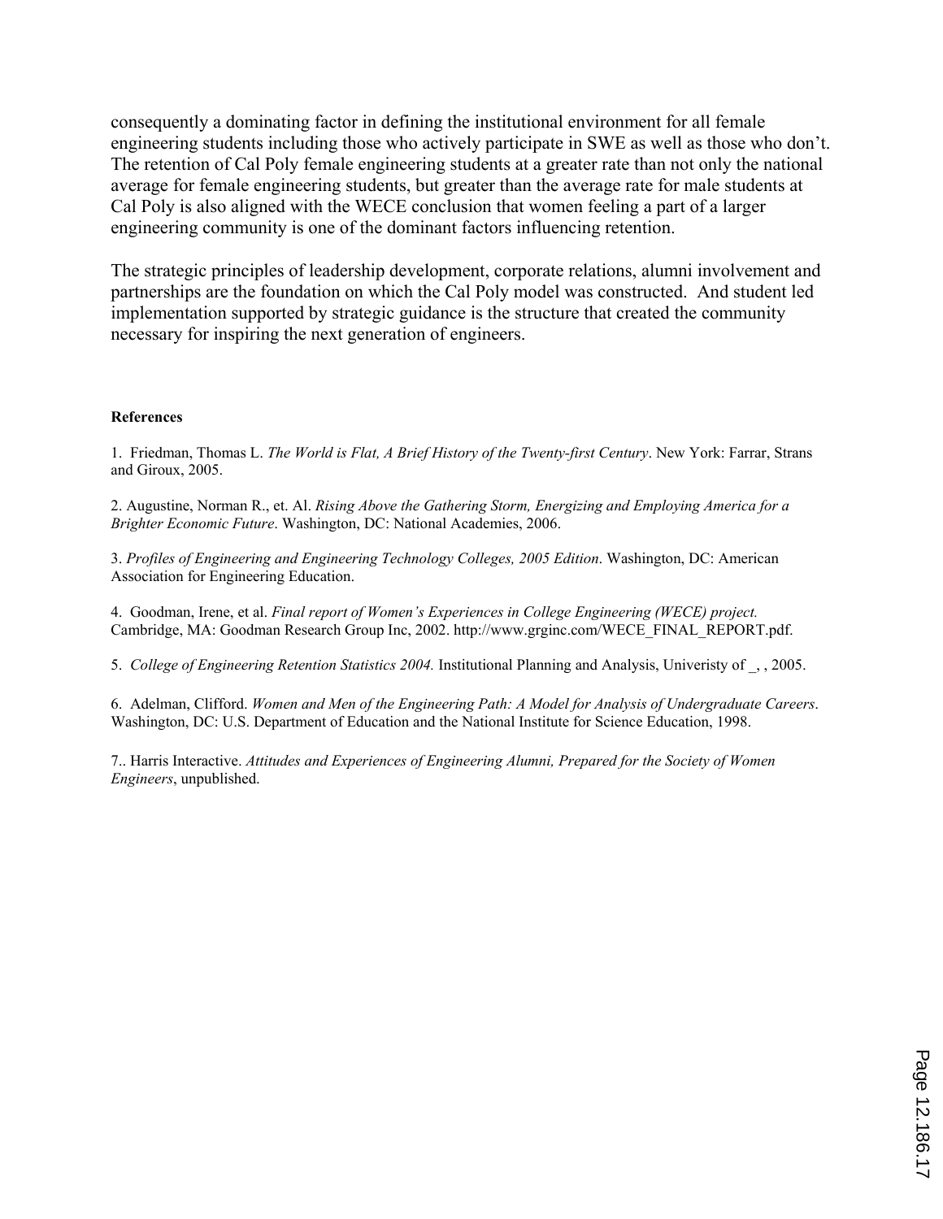consequently a dominating factor in defining the institutional environment for all female engineering students including those who actively participate in SWE as well as those who don't. The retention of Cal Poly female engineering students at a greater rate than not only the national average for female engineering students, but greater than the average rate for male students at Cal Poly is also aligned with the WECE conclusion that women feeling a part of a larger engineering community is one of the dominant factors influencing retention.

The strategic principles of leadership development, corporate relations, alumni involvement and partnerships are the foundation on which the Cal Poly model was constructed. And student led implementation supported by strategic guidance is the structure that created the community necessary for inspiring the next generation of engineers.

**References**

1. Friedman, Thomas L. *The World is Flat, A Brief History of the Twenty-first Century*. New York: Farrar, Strans and Giroux, 2005.

2. Augustine, Norman R., et. Al. *Rising Above the Gathering Storm, Energizing and Employing America for a Brighter Economic Future*. Washington, DC: National Academies, 2006.

3. *Profiles of Engineering and Engineering Technology Colleges, 2005 Edition*. Washington, DC: American Association for Engineering Education.

4. Goodman, Irene, et al. *Final report of Women's Experiences in College Engineering (WECE) project.* Cambridge, MA: Goodman Research Group Inc, 2002. http://www.grginc.com/WECE_FINAL_REPORT.pdf.

5. *College of Engineering Retention Statistics 2004.* Institutional Planning and Analysis, Univeristy of _, , 2005.

6. Adelman, Clifford. *Women and Men of the Engineering Path: A Model for Analysis of Undergraduate Careers*. Washington, DC: U.S. Department of Education and the National Institute for Science Education, 1998.

7.. Harris Interactive. *Attitudes and Experiences of Engineering Alumni, Prepared for the Society of Women Engineers*, unpublished.